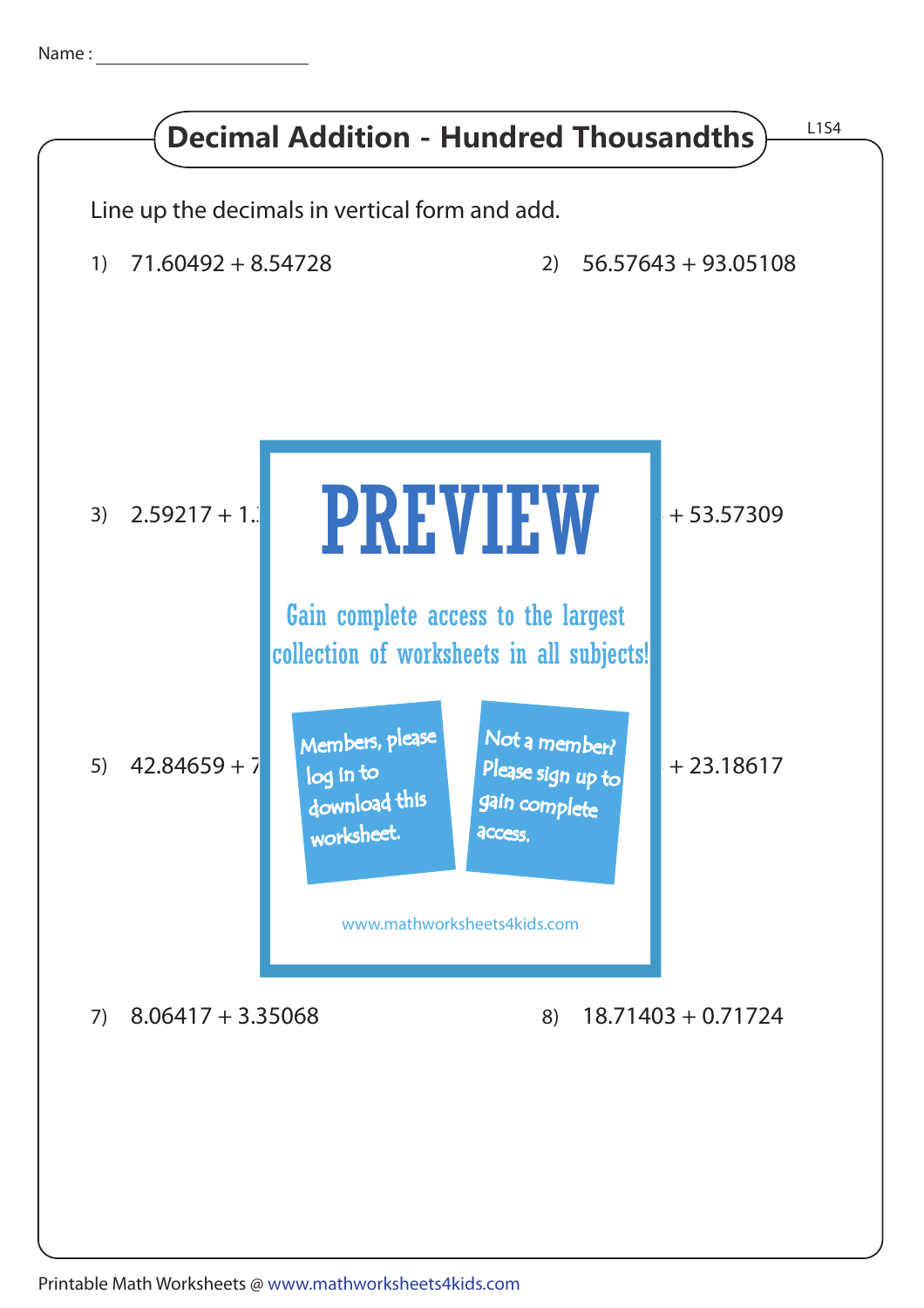Name : ______________________

# Decimal Addition - Hundred Thousandths

L1S4

Line up the decimals in vertical form and add.

1) 71.60492 + 8.54728

2) 56.57643 + 93.05108

3) 2.59217 + 1.

4) + 53.57309

PREVIEW

Gain complete access to the largest collection of worksheets in all subjects!

Members, please log in to download this worksheet.

Not a member? Please sign up to gain complete access.

www.mathworksheets4kids.com

5) 42.84659 + 7

6) + 23.18617

7) 8.06417 + 3.35068

8) 18.71403 + 0.71724

Printable Math Worksheets @ www.mathworksheets4kids.com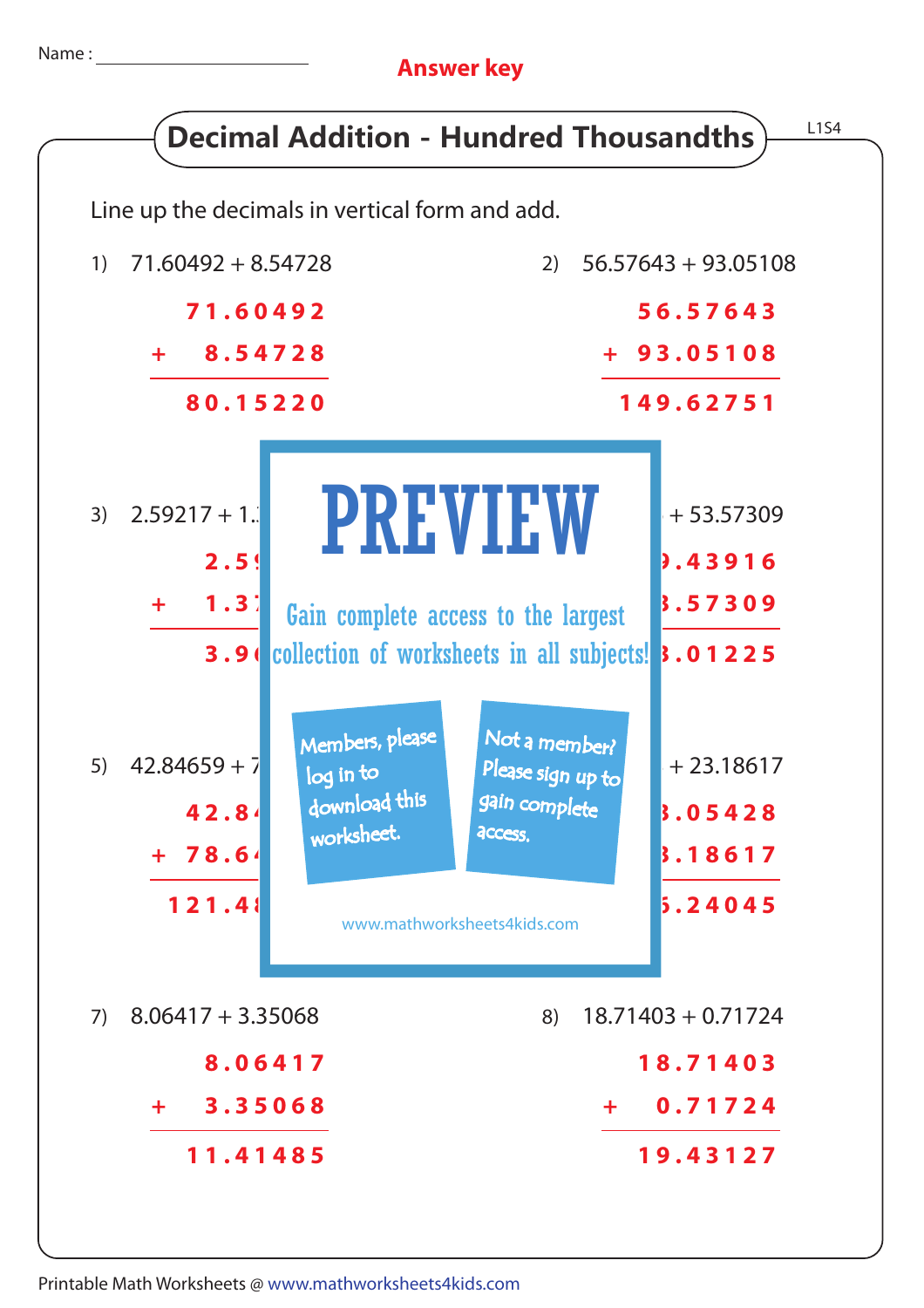Name :

**Answer key**

## Decimal Addition - Hundred Thousandths

L1S4

Line up the decimals in vertical form and add.

1) 71.60492 + 8.54728

$$\begin{array}{r} 71.60492 \\ +\ \ 8.54728 \\ \hline 80.15220 \end{array}$$

2) 56.57643 + 93.05108

$$\begin{array}{r} 56.57643 \\ +\ 93.05108 \\ \hline 149.62751 \end{array}$$

3) 2.59217 + 1.3

2.5

\+ 1.37

3.9

PREVIEW

Gain complete access to the largest collection of worksheets in all subjects!

Members, please log in to download this worksheet.

Not a member? Please sign up to gain complete access.

www.mathworksheets4kids.com

4) + 53.57309

.43916

.57309

.01225

5) 42.84659 + 7

42.8

\+ 78.6

121.4

6) + 23.18617

.05428

.18617

.24045

7) 8.06417 + 3.35068

$$\begin{array}{r} 8.06417 \\ +\ \ 3.35068 \\ \hline 11.41485 \end{array}$$

8) 18.71403 + 0.71724

$$\begin{array}{r} 18.71403 \\ +\ \ 0.71724 \\ \hline 19.43127 \end{array}$$

Printable Math Worksheets @ www.mathworksheets4kids.com